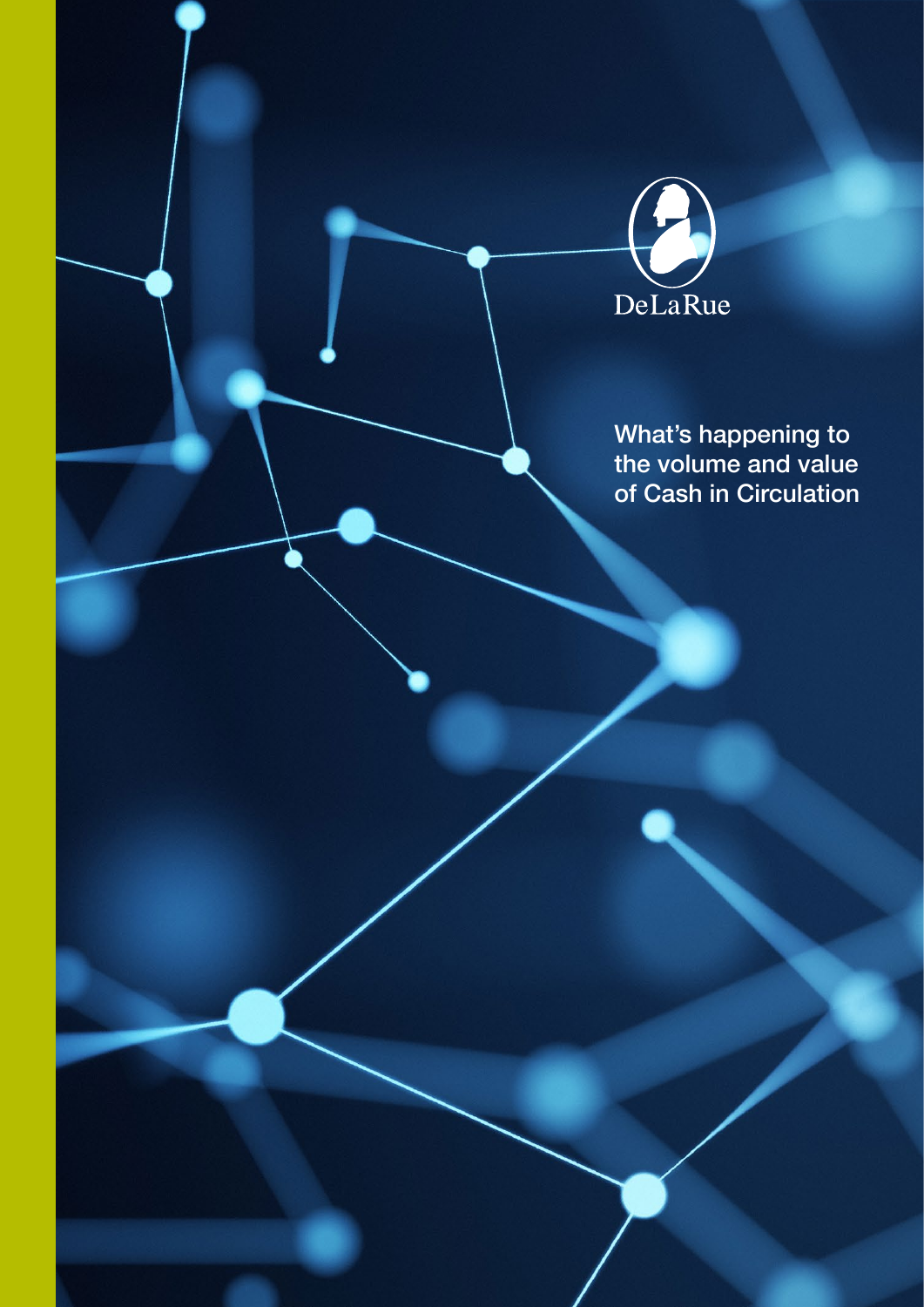DeLaRue

# What's happening to the volume and value of Cash in Circulation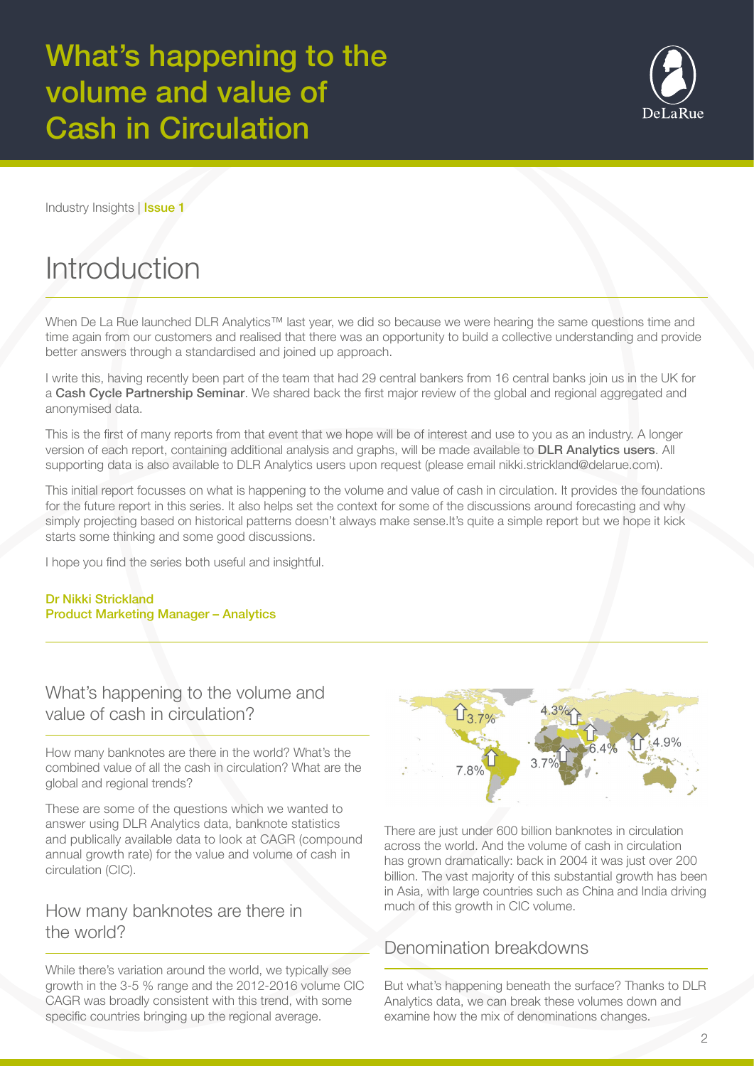# What's happening to the volume and value of Cash in Circulation

Industry Insights | Issue 1

## Introduction

When De La Rue launched DLR Analytics™ last year, we did so because we were hearing the same questions time and time again from our customers and realised that there was an opportunity to build a collective understanding and provide better answers through a standardised and joined up approach.

I write this, having recently been part of the team that had 29 central bankers from 16 central banks join us in the UK for a **Cash Cycle Partnership Seminar**. We shared back the first major review of the global and regional aggregated and anonymised data.

This is the first of many reports from that event that we hope will be of interest and use to you as an industry. A longer version of each report, containing additional analysis and graphs, will be made available to **DLR Analytics users**. All supporting data is also available to DLR Analytics users upon request (please email nikki.strickland@delarue.com).

This initial report focusses on what is happening to the volume and value of cash in circulation. It provides the foundations for the future report in this series. It also helps set the context for some of the discussions around forecasting and why simply projecting based on historical patterns doesn't always make sense.It's quite a simple report but we hope it kick starts some thinking and some good discussions.

I hope you find the series both useful and insightful.

**Dr Nikki Strickland**
**Product Marketing Manager – Analytics**

### What's happening to the volume and value of cash in circulation?

How many banknotes are there in the world? What's the combined value of all the cash in circulation? What are the global and regional trends?

These are some of the questions which we wanted to answer using DLR Analytics data, banknote statistics and publically available data to look at CAGR (compound annual growth rate) for the value and volume of cash in circulation (CIC).

### How many banknotes are there in the world?

While there's variation around the world, we typically see growth in the 3-5 % range and the 2012-2016 volume CIC CAGR was broadly consistent with this trend, with some specific countries bringing up the regional average.

There are just under 600 billion banknotes in circulation across the world. And the volume of cash in circulation has grown dramatically: back in 2004 it was just over 200 billion. The vast majority of this substantial growth has been in Asia, with large countries such as China and India driving much of this growth in CIC volume.

### Denomination breakdowns

But what's happening beneath the surface? Thanks to DLR Analytics data, we can break these volumes down and examine how the mix of denominations changes.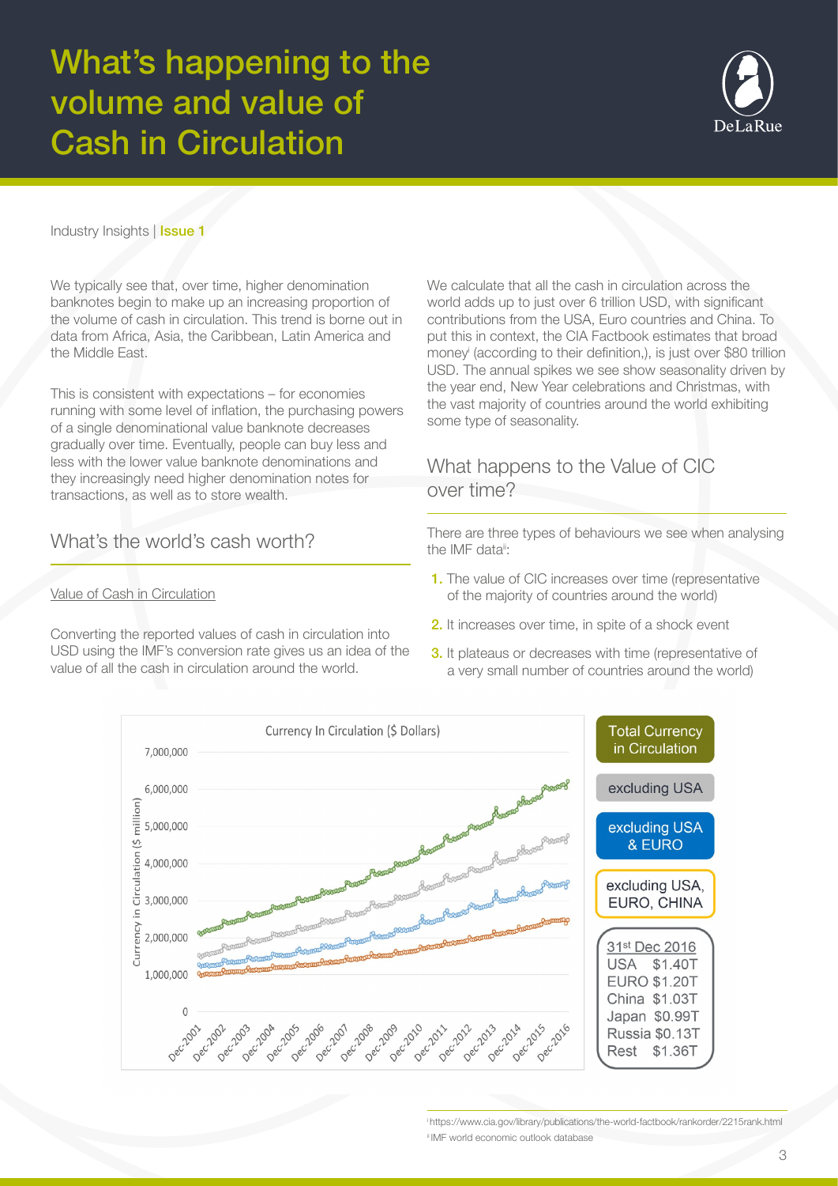# What's happening to the volume and value of Cash in Circulation

Industry Insights | **Issue 1**

We typically see that, over time, higher denomination banknotes begin to make up an increasing proportion of the volume of cash in circulation. This trend is borne out in data from Africa, Asia, the Caribbean, Latin America and the Middle East.

This is consistent with expectations – for economies running with some level of inflation, the purchasing powers of a single denominational value banknote decreases gradually over time. Eventually, people can buy less and less with the lower value banknote denominations and they increasingly need higher denomination notes for transactions, as well as to store wealth.

## What's the world's cash worth?

Value of Cash in Circulation

Converting the reported values of cash in circulation into USD using the IMF's conversion rate gives us an idea of the value of all the cash in circulation around the world.

We calculate that all the cash in circulation across the world adds up to just over 6 trillion USD, with significant contributions from the USA, Euro countries and China. To put this in context, the CIA Factbook estimates that broad money[i] (according to their definition,), is just over $80 trillion USD. The annual spikes we see show seasonality driven by the year end, New Year celebrations and Christmas, with the vast majority of countries around the world exhibiting some type of seasonality.

## What happens to the Value of CIC over time?

There are three types of behaviours we see when analysing the IMF data[ii]:

1. The value of CIC increases over time (representative of the majority of countries around the world)
2. It increases over time, in spite of a shock event
3. It plateaus or decreases with time (representative of a very small number of countries around the world)

Currency In Circulation ($ Dollars)

Legend: Total Currency in Circulation; excluding USA; excluding USA & EURO; excluding USA, EURO, CHINA

31st Dec 2016

| | |
|---|---|
| USA | $1.40T |
| EURO | $1.20T |
| China | $1.03T |
| Japan | $0.99T |
| Russia | $0.13T |
| Rest | $1.36T |

[i] https://www.cia.gov/library/publications/the-world-factbook/rankorder/2215rank.html
[ii] IMF world economic outlook database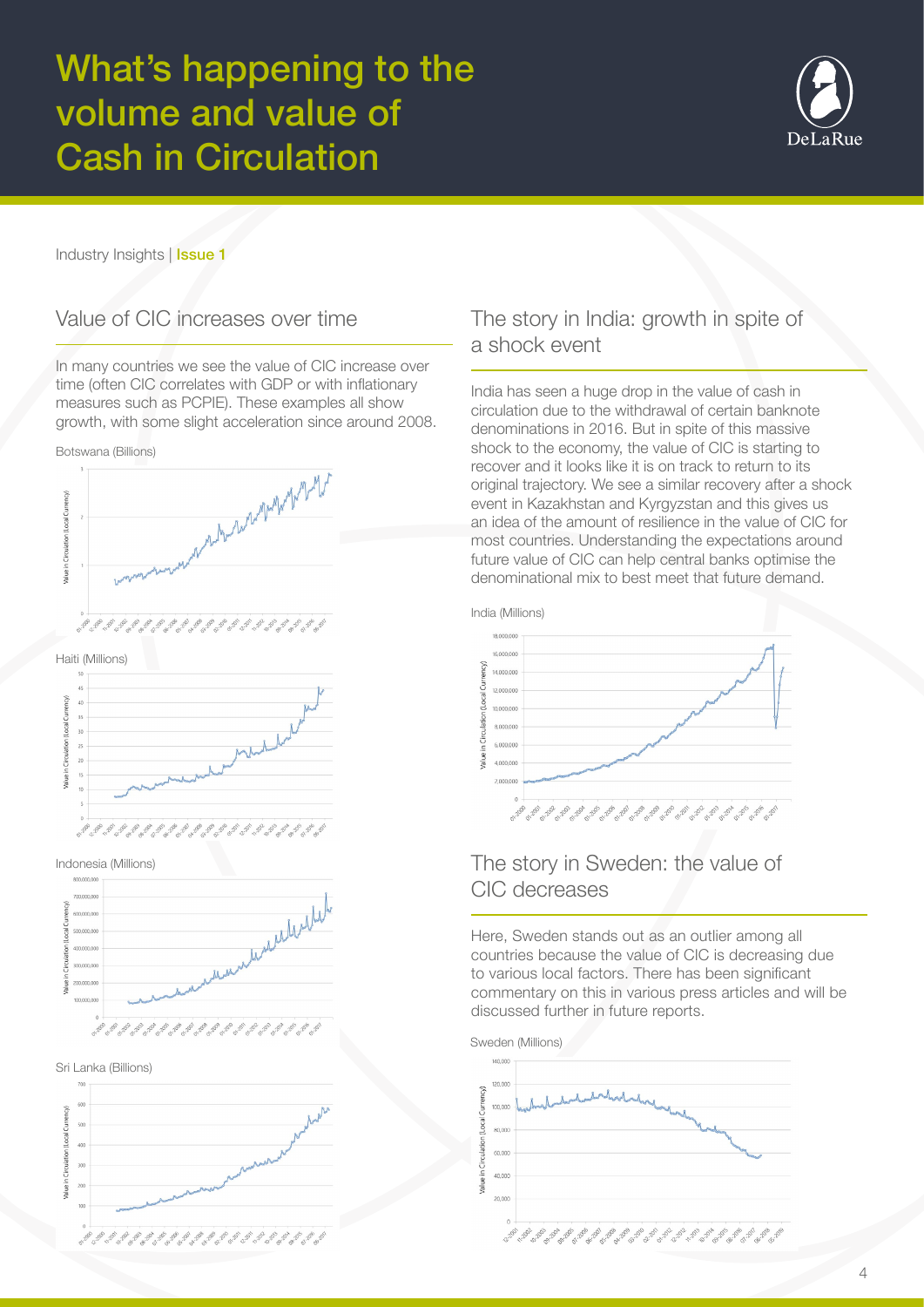# What's happening to the volume and value of Cash in Circulation

Industry Insights | **Issue 1**

## Value of CIC increases over time

In many countries we see the value of CIC increase over time (often CIC correlates with GDP or with inflationary measures such as PCPIE). These examples all show growth, with some slight acceleration since around 2008.

Botswana (Billions)

Haiti (Millions)

Indonesia (Millions)

Sri Lanka (Billions)

## The story in India: growth in spite of a shock event

India has seen a huge drop in the value of cash in circulation due to the withdrawal of certain banknote denominations in 2016. But in spite of this massive shock to the economy, the value of CIC is starting to recover and it looks like it is on track to return to its original trajectory. We see a similar recovery after a shock event in Kazakhstan and Kyrgyzstan and this gives us an idea of the amount of resilience in the value of CIC for most countries. Understanding the expectations around future value of CIC can help central banks optimise the denominational mix to best meet that future demand.

India (Millions)

## The story in Sweden: the value of CIC decreases

Here, Sweden stands out as an outlier among all countries because the value of CIC is decreasing due to various local factors. There has been significant commentary on this in various press articles and will be discussed further in future reports.

Sweden (Millions)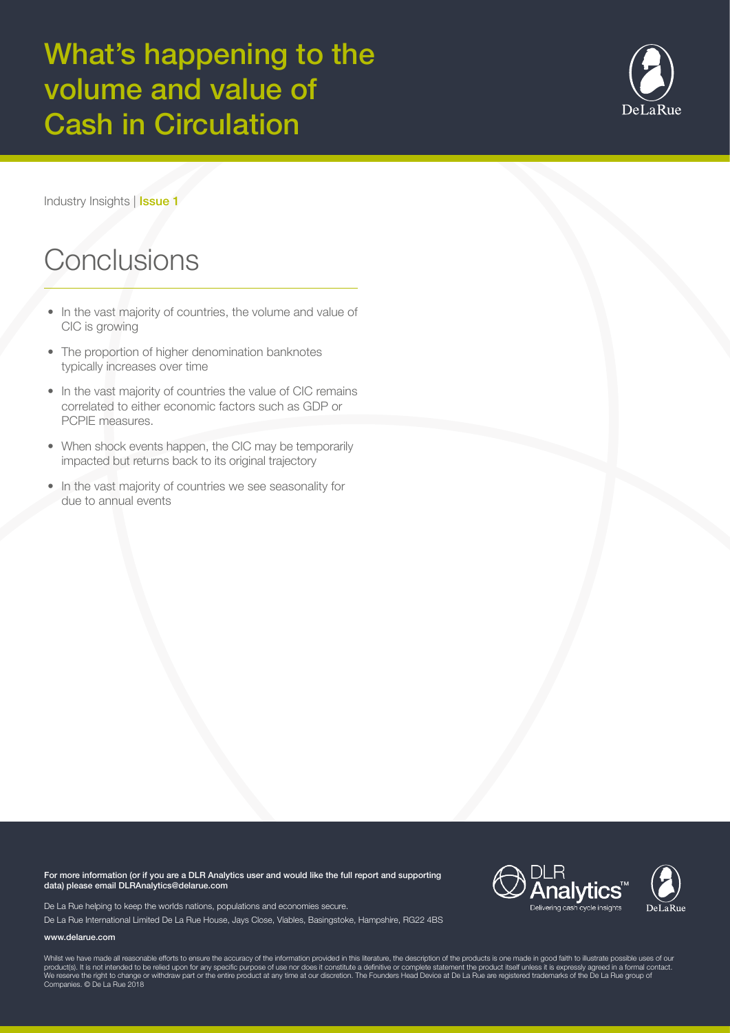# What's happening to the volume and value of Cash in Circulation

Industry Insights | **Issue 1**

## Conclusions

- In the vast majority of countries, the volume and value of CIC is growing
- The proportion of higher denomination banknotes typically increases over time
- In the vast majority of countries the value of CIC remains correlated to either economic factors such as GDP or PCPIE measures.
- When shock events happen, the CIC may be temporarily impacted but returns back to its original trajectory
- In the vast majority of countries we see seasonality for due to annual events

**For more information (or if you are a DLR Analytics user and would like the full report and supporting data) please email DLRAnalytics@delarue.com**

De La Rue helping to keep the worlds nations, populations and economies secure.

De La Rue International Limited De La Rue House, Jays Close, Viables, Basingstoke, Hampshire, RG22 4BS

**www.delarue.com**

Whilst we have made all reasonable efforts to ensure the accuracy of the information provided in this literature, the description of the products is one made in good faith to illustrate possible uses of our product(s). It is not intended to be relied upon for any specific purpose of use nor does it constitute a definitive or complete statement the product itself unless it is expressly agreed in a formal contact. We reserve the right to change or withdraw part or the entire product at any time at our discretion. The Founders Head Device at De La Rue are registered trademarks of the De La Rue group of Companies. © De La Rue 2018